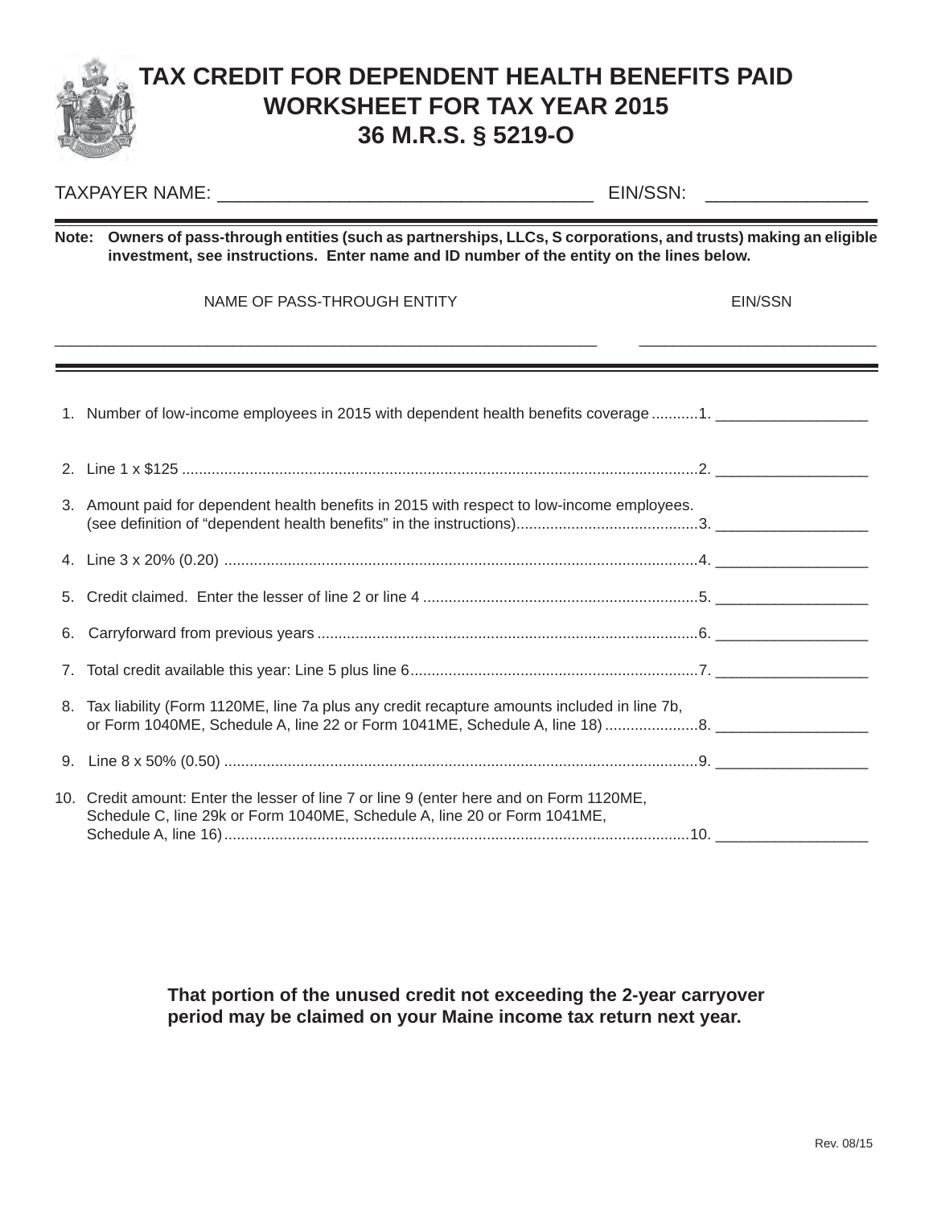# TAX CREDIT FOR DEPENDENT HEALTH BENEFITS PAID WORKSHEET FOR TAX YEAR 2015 36 M.R.S. § 5219-O

TAXPAYER NAME: ___________________________________ EIN/SSN: _______________

**Note: Owners of pass-through entities (such as partnerships, LLCs, S corporations, and trusts) making an eligible investment, see instructions. Enter name and ID number of the entity on the lines below.**

NAME OF PASS-THROUGH ENTITY ______________________________________________ EIN/SSN ______________________

1. Number of low-income employees in 2015 with dependent health benefits coverage ........... 1. __________________

2. Line 1 x $125 ........................................................................................................................ 2. __________________

3. Amount paid for dependent health benefits in 2015 with respect to low-income employees. (see definition of "dependent health benefits" in the instructions) ........................................... 3. __________________

4. Line 3 x 20% (0.20) ............................................................................................................... 4. __________________

5. Credit claimed. Enter the lesser of line 2 or line 4 ................................................................. 5. __________________

6. Carryforward from previous years ......................................................................................... 6. __________________

7. Total credit available this year: Line 5 plus line 6 .................................................................... 7. __________________

8. Tax liability (Form 1120ME, line 7a plus any credit recapture amounts included in line 7b, or Form 1040ME, Schedule A, line 22 or Form 1041ME, Schedule A, line 18) ...................... 8. __________________

9. Line 8 x 50% (0.50) ................................................................................................................ 9. __________________

10. Credit amount: Enter the lesser of line 7 or line 9 (enter here and on Form 1120ME, Schedule C, line 29k or Form 1040ME, Schedule A, line 20 or Form 1041ME, Schedule A, line 16) ............................................................................................................. 10. __________________

**That portion of the unused credit not exceeding the 2-year carryover period may be claimed on your Maine income tax return next year.**

Rev. 08/15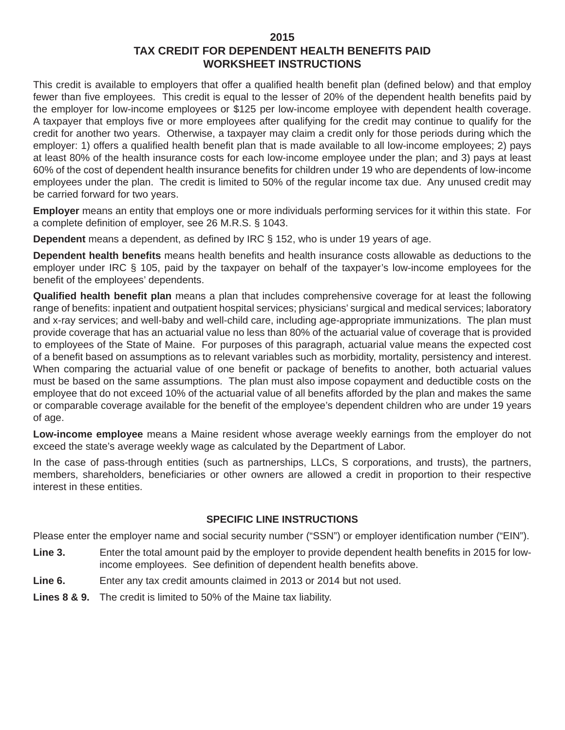# 2015
# TAX CREDIT FOR DEPENDENT HEALTH BENEFITS PAID
# WORKSHEET INSTRUCTIONS

This credit is available to employers that offer a qualified health benefit plan (defined below) and that employ fewer than five employees. This credit is equal to the lesser of 20% of the dependent health benefits paid by the employer for low-income employees or $125 per low-income employee with dependent health coverage. A taxpayer that employs five or more employees after qualifying for the credit may continue to qualify for the credit for another two years. Otherwise, a taxpayer may claim a credit only for those periods during which the employer: 1) offers a qualified health benefit plan that is made available to all low-income employees; 2) pays at least 80% of the health insurance costs for each low-income employee under the plan; and 3) pays at least 60% of the cost of dependent health insurance benefits for children under 19 who are dependents of low-income employees under the plan. The credit is limited to 50% of the regular income tax due. Any unused credit may be carried forward for two years.

**Employer** means an entity that employs one or more individuals performing services for it within this state. For a complete definition of employer, see 26 M.R.S. § 1043.

**Dependent** means a dependent, as defined by IRC § 152, who is under 19 years of age.

**Dependent health benefits** means health benefits and health insurance costs allowable as deductions to the employer under IRC § 105, paid by the taxpayer on behalf of the taxpayer's low-income employees for the benefit of the employees' dependents.

**Qualified health benefit plan** means a plan that includes comprehensive coverage for at least the following range of benefits: inpatient and outpatient hospital services; physicians' surgical and medical services; laboratory and x-ray services; and well-baby and well-child care, including age-appropriate immunizations. The plan must provide coverage that has an actuarial value no less than 80% of the actuarial value of coverage that is provided to employees of the State of Maine. For purposes of this paragraph, actuarial value means the expected cost of a benefit based on assumptions as to relevant variables such as morbidity, mortality, persistency and interest. When comparing the actuarial value of one benefit or package of benefits to another, both actuarial values must be based on the same assumptions. The plan must also impose copayment and deductible costs on the employee that do not exceed 10% of the actuarial value of all benefits afforded by the plan and makes the same or comparable coverage available for the benefit of the employee's dependent children who are under 19 years of age.

**Low-income employee** means a Maine resident whose average weekly earnings from the employer do not exceed the state's average weekly wage as calculated by the Department of Labor.

In the case of pass-through entities (such as partnerships, LLCs, S corporations, and trusts), the partners, members, shareholders, beneficiaries or other owners are allowed a credit in proportion to their respective interest in these entities.

## SPECIFIC LINE INSTRUCTIONS

Please enter the employer name and social security number ("SSN") or employer identification number ("EIN").

**Line 3.** Enter the total amount paid by the employer to provide dependent health benefits in 2015 for low-income employees. See definition of dependent health benefits above.

**Line 6.** Enter any tax credit amounts claimed in 2013 or 2014 but not used.

**Lines 8 & 9.** The credit is limited to 50% of the Maine tax liability.